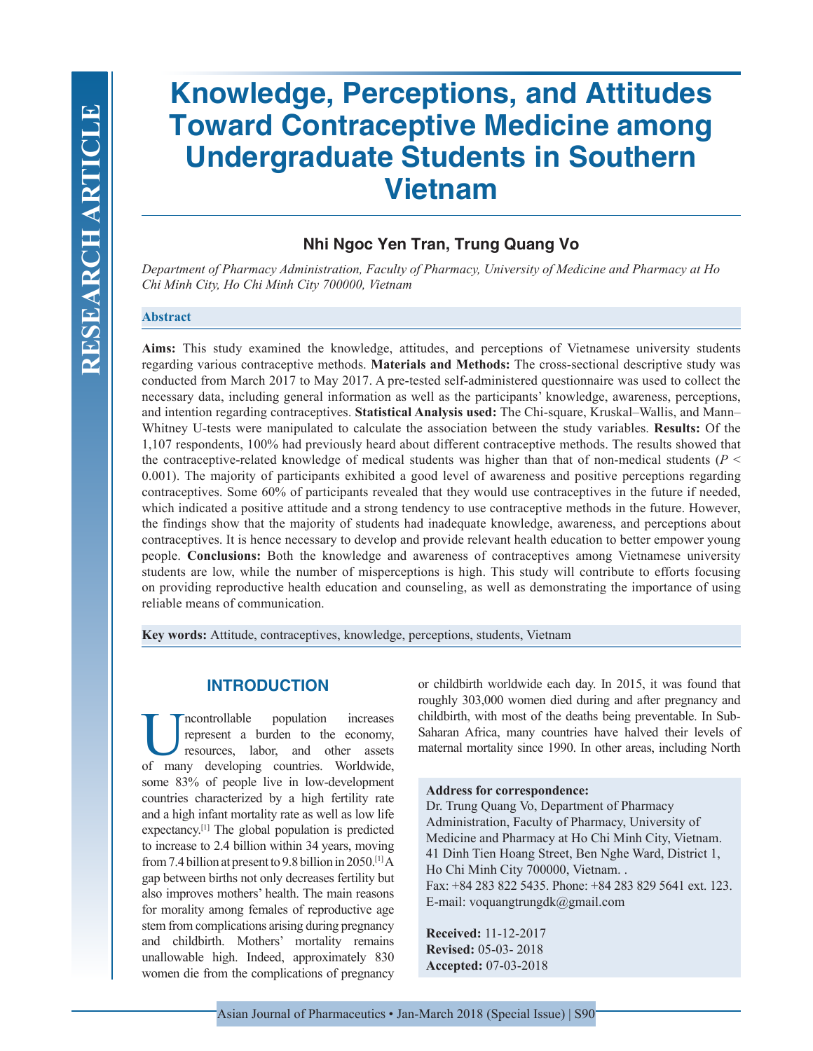RESEARCH ARTICLE

# Knowledge, Perceptions, and Attitudes Toward Contraceptive Medicine among Undergraduate Students in Southern Vietnam

**Nhi Ngoc Yen Tran, Trung Quang Vo**

*Department of Pharmacy Administration, Faculty of Pharmacy, University of Medicine and Pharmacy at Ho Chi Minh City, Ho Chi Minh City 700000, Vietnam*

## Abstract

**Aims:** This study examined the knowledge, attitudes, and perceptions of Vietnamese university students regarding various contraceptive methods. **Materials and Methods:** The cross-sectional descriptive study was conducted from March 2017 to May 2017. A pre-tested self-administered questionnaire was used to collect the necessary data, including general information as well as the participants' knowledge, awareness, perceptions, and intention regarding contraceptives. **Statistical Analysis used:** The Chi-square, Kruskal–Wallis, and Mann–Whitney U-tests were manipulated to calculate the association between the study variables. **Results:** Of the 1,107 respondents, 100% had previously heard about different contraceptive methods. The results showed that the contraceptive-related knowledge of medical students was higher than that of non-medical students ($P < 0.001$). The majority of participants exhibited a good level of awareness and positive perceptions regarding contraceptives. Some 60% of participants revealed that they would use contraceptives in the future if needed, which indicated a positive attitude and a strong tendency to use contraceptive methods in the future. However, the findings show that the majority of students had inadequate knowledge, awareness, and perceptions about contraceptives. It is hence necessary to develop and provide relevant health education to better empower young people. **Conclusions:** Both the knowledge and awareness of contraceptives among Vietnamese university students are low, while the number of misperceptions is high. This study will contribute to efforts focusing on providing reproductive health education and counseling, as well as demonstrating the importance of using reliable means of communication.

**Key words:** Attitude, contraceptives, knowledge, perceptions, students, Vietnam

## INTRODUCTION

Uncontrollable population increases represent a burden to the economy, resources, labor, and other assets of many developing countries. Worldwide, some 83% of people live in low-development countries characterized by a high fertility rate and a high infant mortality rate as well as low life expectancy.[1] The global population is predicted to increase to 2.4 billion within 34 years, moving from 7.4 billion at present to 9.8 billion in 2050.[1] A gap between births not only decreases fertility but also improves mothers' health. The main reasons for morality among females of reproductive age stem from complications arising during pregnancy and childbirth. Mothers' mortality remains unallowable high. Indeed, approximately 830 women die from the complications of pregnancy or childbirth worldwide each day. In 2015, it was found that roughly 303,000 women died during and after pregnancy and childbirth, with most of the deaths being preventable. In Sub-Saharan Africa, many countries have halved their levels of maternal mortality since 1990. In other areas, including North

**Address for correspondence:**
Dr. Trung Quang Vo, Department of Pharmacy Administration, Faculty of Pharmacy, University of Medicine and Pharmacy at Ho Chi Minh City, Vietnam. 41 Dinh Tien Hoang Street, Ben Nghe Ward, District 1, Ho Chi Minh City 700000, Vietnam. .
Fax: +84 283 822 5435. Phone: +84 283 829 5641 ext. 123.
E-mail: voquangtrungdk@gmail.com

**Received:** 11-12-2017
**Revised:** 05-03- 2018
**Accepted:** 07-03-2018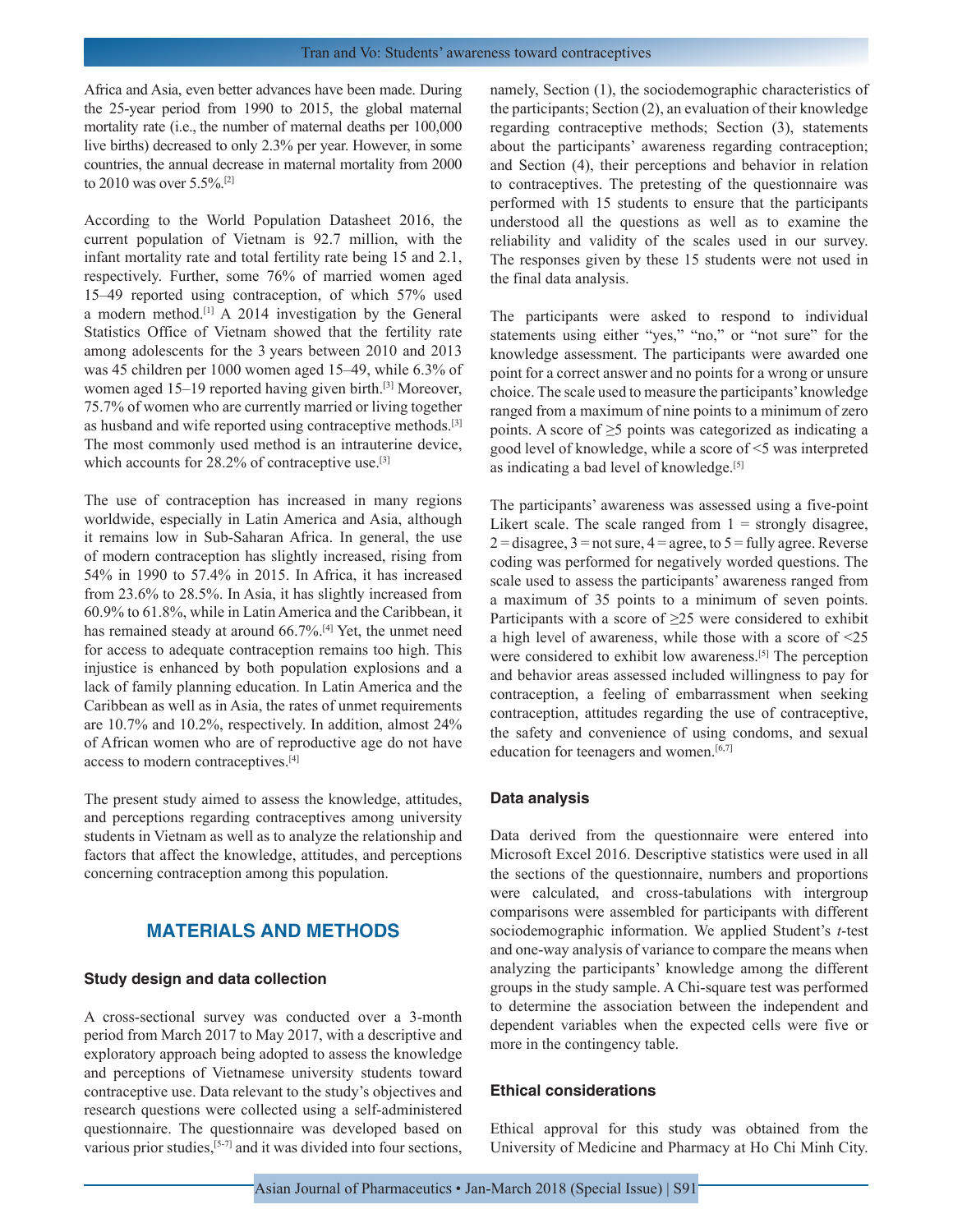Africa and Asia, even better advances have been made. During the 25-year period from 1990 to 2015, the global maternal mortality rate (i.e., the number of maternal deaths per 100,000 live births) decreased to only 2.3% per year. However, in some countries, the annual decrease in maternal mortality from 2000 to 2010 was over 5.5%.[2]

According to the World Population Datasheet 2016, the current population of Vietnam is 92.7 million, with the infant mortality rate and total fertility rate being 15 and 2.1, respectively. Further, some 76% of married women aged 15–49 reported using contraception, of which 57% used a modern method.[1] A 2014 investigation by the General Statistics Office of Vietnam showed that the fertility rate among adolescents for the 3 years between 2010 and 2013 was 45 children per 1000 women aged 15–49, while 6.3% of women aged 15–19 reported having given birth.[3] Moreover, 75.7% of women who are currently married or living together as husband and wife reported using contraceptive methods.[3] The most commonly used method is an intrauterine device, which accounts for 28.2% of contraceptive use.[3]

The use of contraception has increased in many regions worldwide, especially in Latin America and Asia, although it remains low in Sub-Saharan Africa. In general, the use of modern contraception has slightly increased, rising from 54% in 1990 to 57.4% in 2015. In Africa, it has increased from 23.6% to 28.5%. In Asia, it has slightly increased from 60.9% to 61.8%, while in Latin America and the Caribbean, it has remained steady at around 66.7%.[4] Yet, the unmet need for access to adequate contraception remains too high. This injustice is enhanced by both population explosions and a lack of family planning education. In Latin America and the Caribbean as well as in Asia, the rates of unmet requirements are 10.7% and 10.2%, respectively. In addition, almost 24% of African women who are of reproductive age do not have access to modern contraceptives.[4]

The present study aimed to assess the knowledge, attitudes, and perceptions regarding contraceptives among university students in Vietnam as well as to analyze the relationship and factors that affect the knowledge, attitudes, and perceptions concerning contraception among this population.

## MATERIALS AND METHODS

### Study design and data collection

A cross-sectional survey was conducted over a 3-month period from March 2017 to May 2017, with a descriptive and exploratory approach being adopted to assess the knowledge and perceptions of Vietnamese university students toward contraceptive use. Data relevant to the study's objectives and research questions were collected using a self-administered questionnaire. The questionnaire was developed based on various prior studies,[5-7] and it was divided into four sections, namely, Section (1), the sociodemographic characteristics of the participants; Section (2), an evaluation of their knowledge regarding contraceptive methods; Section (3), statements about the participants' awareness regarding contraception; and Section (4), their perceptions and behavior in relation to contraceptives. The pretesting of the questionnaire was performed with 15 students to ensure that the participants understood all the questions as well as to examine the reliability and validity of the scales used in our survey. The responses given by these 15 students were not used in the final data analysis.

The participants were asked to respond to individual statements using either "yes," "no," or "not sure" for the knowledge assessment. The participants were awarded one point for a correct answer and no points for a wrong or unsure choice. The scale used to measure the participants' knowledge ranged from a maximum of nine points to a minimum of zero points. A score of ≥5 points was categorized as indicating a good level of knowledge, while a score of <5 was interpreted as indicating a bad level of knowledge.[5]

The participants' awareness was assessed using a five-point Likert scale. The scale ranged from 1 = strongly disagree, 2 = disagree, 3 = not sure, 4 = agree, to 5 = fully agree. Reverse coding was performed for negatively worded questions. The scale used to assess the participants' awareness ranged from a maximum of 35 points to a minimum of seven points. Participants with a score of ≥25 were considered to exhibit a high level of awareness, while those with a score of <25 were considered to exhibit low awareness.[5] The perception and behavior areas assessed included willingness to pay for contraception, a feeling of embarrassment when seeking contraception, attitudes regarding the use of contraceptive, the safety and convenience of using condoms, and sexual education for teenagers and women.[6,7]

### Data analysis

Data derived from the questionnaire were entered into Microsoft Excel 2016. Descriptive statistics were used in all the sections of the questionnaire, numbers and proportions were calculated, and cross-tabulations with intergroup comparisons were assembled for participants with different sociodemographic information. We applied Student's *t*-test and one-way analysis of variance to compare the means when analyzing the participants' knowledge among the different groups in the study sample. A Chi-square test was performed to determine the association between the independent and dependent variables when the expected cells were five or more in the contingency table.

### Ethical considerations

Ethical approval for this study was obtained from the University of Medicine and Pharmacy at Ho Chi Minh City.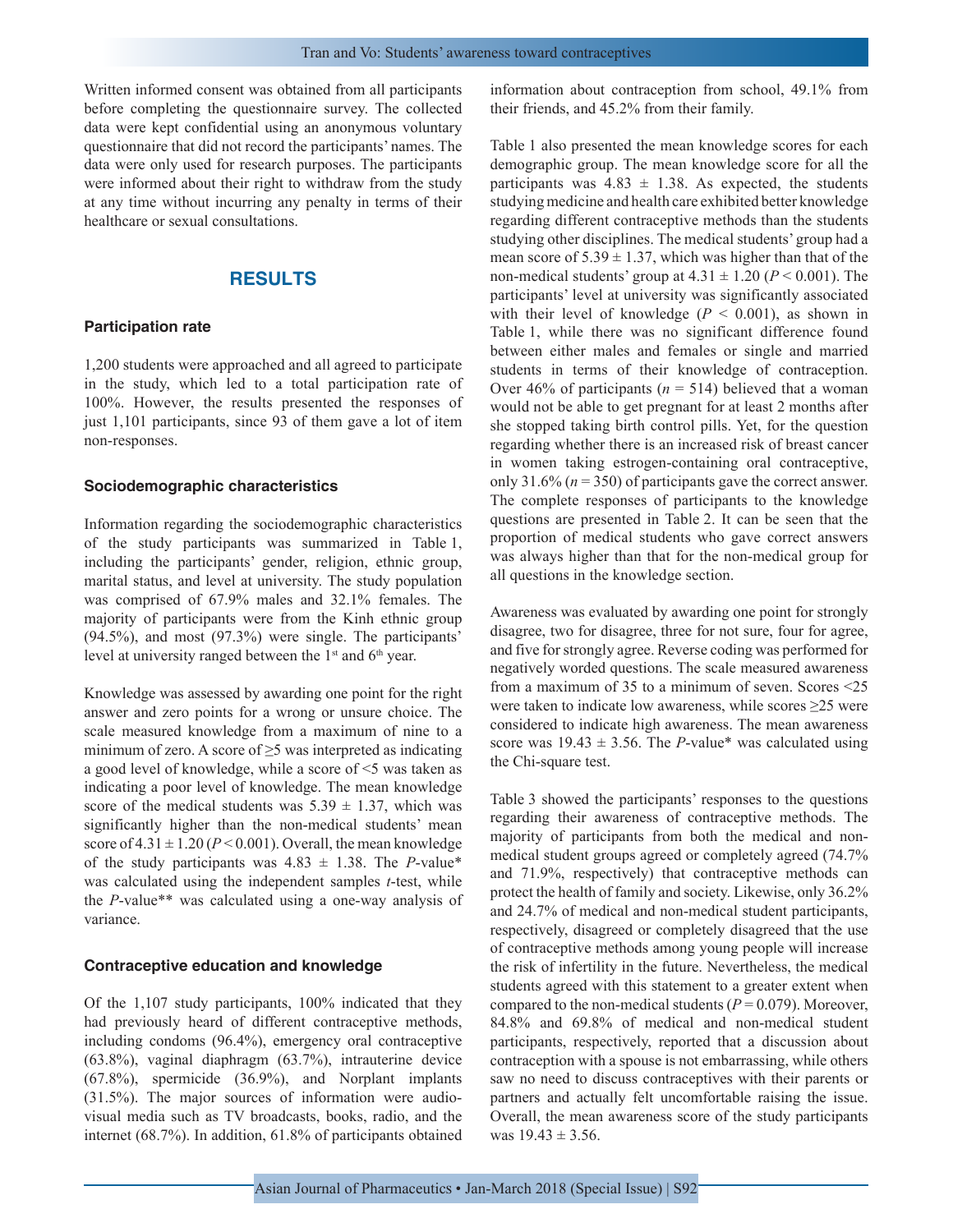Written informed consent was obtained from all participants before completing the questionnaire survey. The collected data were kept confidential using an anonymous voluntary questionnaire that did not record the participants' names. The data were only used for research purposes. The participants were informed about their right to withdraw from the study at any time without incurring any penalty in terms of their healthcare or sexual consultations.

## RESULTS

### Participation rate

1,200 students were approached and all agreed to participate in the study, which led to a total participation rate of 100%. However, the results presented the responses of just 1,101 participants, since 93 of them gave a lot of item non-responses.

### Sociodemographic characteristics

Information regarding the sociodemographic characteristics of the study participants was summarized in Table 1, including the participants' gender, religion, ethnic group, marital status, and level at university. The study population was comprised of 67.9% males and 32.1% females. The majority of participants were from the Kinh ethnic group (94.5%), and most (97.3%) were single. The participants' level at university ranged between the 1st and 6th year.

Knowledge was assessed by awarding one point for the right answer and zero points for a wrong or unsure choice. The scale measured knowledge from a maximum of nine to a minimum of zero. A score of ≥5 was interpreted as indicating a good level of knowledge, while a score of <5 was taken as indicating a poor level of knowledge. The mean knowledge score of the medical students was 5.39 ± 1.37, which was significantly higher than the non-medical students' mean score of 4.31 ± 1.20 ($P < 0.001$). Overall, the mean knowledge of the study participants was 4.83 ± 1.38. The *P*-value* was calculated using the independent samples *t*-test, while the *P*-value** was calculated using a one-way analysis of variance.

### Contraceptive education and knowledge

Of the 1,107 study participants, 100% indicated that they had previously heard of different contraceptive methods, including condoms (96.4%), emergency oral contraceptive (63.8%), vaginal diaphragm (63.7%), intrauterine device (67.8%), spermicide (36.9%), and Norplant implants (31.5%). The major sources of information were audio-visual media such as TV broadcasts, books, radio, and the internet (68.7%). In addition, 61.8% of participants obtained information about contraception from school, 49.1% from their friends, and 45.2% from their family.

Table 1 also presented the mean knowledge scores for each demographic group. The mean knowledge score for all the participants was 4.83 ± 1.38. As expected, the students studying medicine and health care exhibited better knowledge regarding different contraceptive methods than the students studying other disciplines. The medical students' group had a mean score of 5.39 ± 1.37, which was higher than that of the non-medical students' group at 4.31 ± 1.20 ($P < 0.001$). The participants' level at university was significantly associated with their level of knowledge ($P < 0.001$), as shown in Table 1, while there was no significant difference found between either males and females or single and married students in terms of their knowledge of contraception. Over 46% of participants ($n = 514$) believed that a woman would not be able to get pregnant for at least 2 months after she stopped taking birth control pills. Yet, for the question regarding whether there is an increased risk of breast cancer in women taking estrogen-containing oral contraceptive, only 31.6% ($n = 350$) of participants gave the correct answer. The complete responses of participants to the knowledge questions are presented in Table 2. It can be seen that the proportion of medical students who gave correct answers was always higher than that for the non-medical group for all questions in the knowledge section.

Awareness was evaluated by awarding one point for strongly disagree, two for disagree, three for not sure, four for agree, and five for strongly agree. Reverse coding was performed for negatively worded questions. The scale measured awareness from a maximum of 35 to a minimum of seven. Scores <25 were taken to indicate low awareness, while scores ≥25 were considered to indicate high awareness. The mean awareness score was 19.43 ± 3.56. The *P*-value* was calculated using the Chi-square test.

Table 3 showed the participants' responses to the questions regarding their awareness of contraceptive methods. The majority of participants from both the medical and non-medical student groups agreed or completely agreed (74.7% and 71.9%, respectively) that contraceptive methods can protect the health of family and society. Likewise, only 36.2% and 24.7% of medical and non-medical student participants, respectively, disagreed or completely disagreed that the use of contraceptive methods among young people will increase the risk of infertility in the future. Nevertheless, the medical students agreed with this statement to a greater extent when compared to the non-medical students ($P = 0.079$). Moreover, 84.8% and 69.8% of medical and non-medical student participants, respectively, reported that a discussion about contraception with a spouse is not embarrassing, while others saw no need to discuss contraceptives with their parents or partners and actually felt uncomfortable raising the issue. Overall, the mean awareness score of the study participants was 19.43 ± 3.56.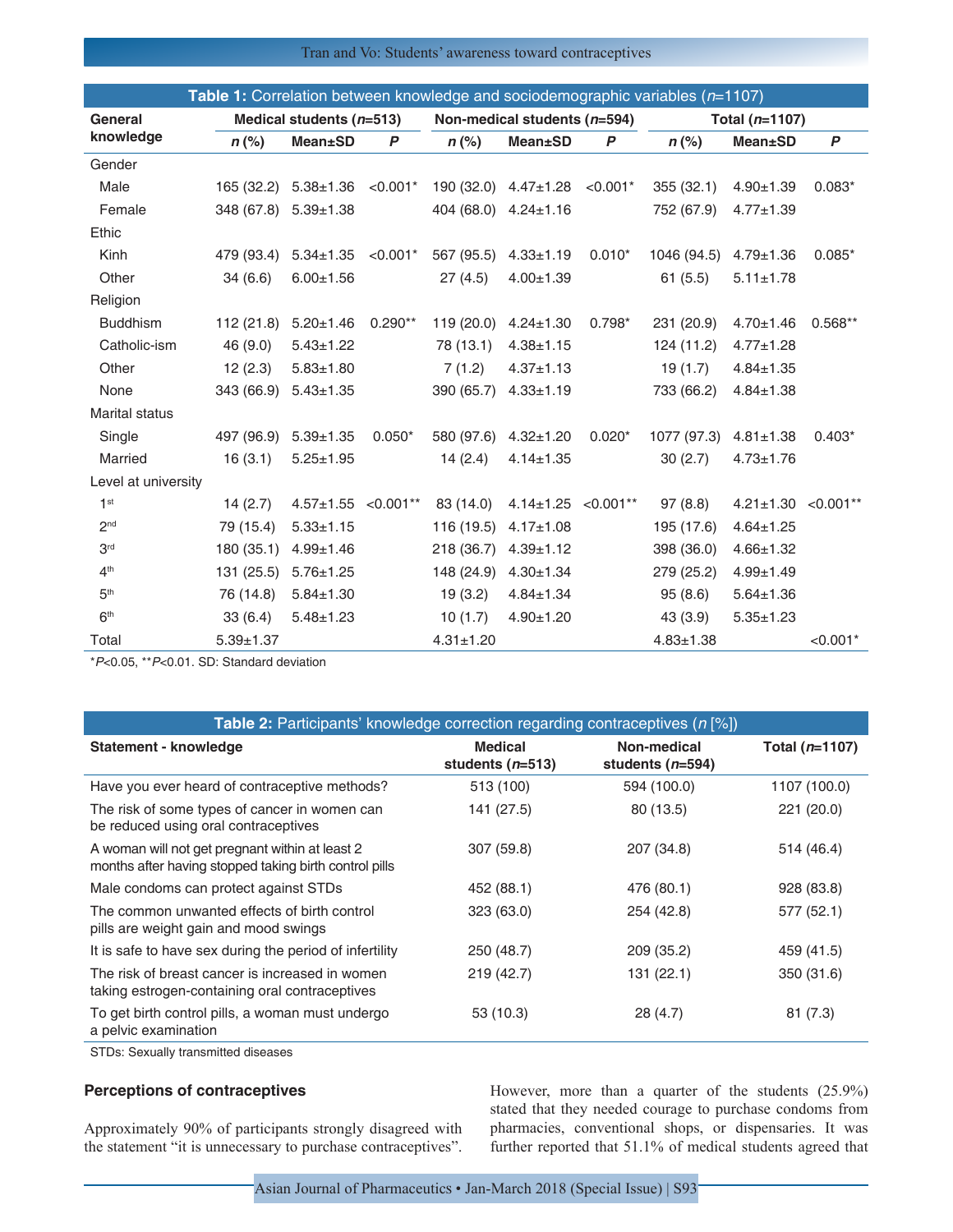**Table 1:** Correlation between knowledge and sociodemographic variables ($n$=1107)

| General knowledge | Medical students ($n$=513) | | | Non-medical students ($n$=594) | | | Total ($n$=1107) | | |
|---|---|---|---|---|---|---|---|---|---|
| | $n$ (%) | Mean±SD | $P$ | $n$ (%) | Mean±SD | $P$ | $n$ (%) | Mean±SD | $P$ |
| Gender | | | | | | | | | |
| Male | 165 (32.2) | 5.38±1.36 | <0.001* | 190 (32.0) | 4.47±1.28 | <0.001* | 355 (32.1) | 4.90±1.39 | 0.083* |
| Female | 348 (67.8) | 5.39±1.38 | | 404 (68.0) | 4.24±1.16 | | 752 (67.9) | 4.77±1.39 | |
| Ethic | | | | | | | | | |
| Kinh | 479 (93.4) | 5.34±1.35 | <0.001* | 567 (95.5) | 4.33±1.19 | 0.010* | 1046 (94.5) | 4.79±1.36 | 0.085* |
| Other | 34 (6.6) | 6.00±1.56 | | 27 (4.5) | 4.00±1.39 | | 61 (5.5) | 5.11±1.78 | |
| Religion | | | | | | | | | |
| Buddhism | 112 (21.8) | 5.20±1.46 | 0.290** | 119 (20.0) | 4.24±1.30 | 0.798* | 231 (20.9) | 4.70±1.46 | 0.568** |
| Catholic-ism | 46 (9.0) | 5.43±1.22 | | 78 (13.1) | 4.38±1.15 | | 124 (11.2) | 4.77±1.28 | |
| Other | 12 (2.3) | 5.83±1.80 | | 7 (1.2) | 4.37±1.13 | | 19 (1.7) | 4.84±1.35 | |
| None | 343 (66.9) | 5.43±1.35 | | 390 (65.7) | 4.33±1.19 | | 733 (66.2) | 4.84±1.38 | |
| Marital status | | | | | | | | | |
| Single | 497 (96.9) | 5.39±1.35 | 0.050* | 580 (97.6) | 4.32±1.20 | 0.020* | 1077 (97.3) | 4.81±1.38 | 0.403* |
| Married | 16 (3.1) | 5.25±1.95 | | 14 (2.4) | 4.14±1.35 | | 30 (2.7) | 4.73±1.76 | |
| Level at university | | | | | | | | | |
| 1st | 14 (2.7) | 4.57±1.55 | <0.001** | 83 (14.0) | 4.14±1.25 | <0.001** | 97 (8.8) | 4.21±1.30 | <0.001** |
| 2nd | 79 (15.4) | 5.33±1.15 | | 116 (19.5) | 4.17±1.08 | | 195 (17.6) | 4.64±1.25 | |
| 3rd | 180 (35.1) | 4.99±1.46 | | 218 (36.7) | 4.39±1.12 | | 398 (36.0) | 4.66±1.32 | |
| 4th | 131 (25.5) | 5.76±1.25 | | 148 (24.9) | 4.30±1.34 | | 279 (25.2) | 4.99±1.49 | |
| 5th | 76 (14.8) | 5.84±1.30 | | 19 (3.2) | 4.84±1.34 | | 95 (8.6) | 5.64±1.36 | |
| 6th | 33 (6.4) | 5.48±1.23 | | 10 (1.7) | 4.90±1.20 | | 43 (3.9) | 5.35±1.23 | |
| Total | 5.39±1.37 | | | 4.31±1.20 | | | 4.83±1.38 | | <0.001* |

*$P$<0.05, **$P$<0.01. SD: Standard deviation

**Table 2:** Participants' knowledge correction regarding contraceptives ($n$ [%])

| Statement - knowledge | Medical students ($n$=513) | Non-medical students ($n$=594) | Total ($n$=1107) |
|---|---|---|---|
| Have you ever heard of contraceptive methods? | 513 (100) | 594 (100.0) | 1107 (100.0) |
| The risk of some types of cancer in women can be reduced using oral contraceptives | 141 (27.5) | 80 (13.5) | 221 (20.0) |
| A woman will not get pregnant within at least 2 months after having stopped taking birth control pills | 307 (59.8) | 207 (34.8) | 514 (46.4) |
| Male condoms can protect against STDs | 452 (88.1) | 476 (80.1) | 928 (83.8) |
| The common unwanted effects of birth control pills are weight gain and mood swings | 323 (63.0) | 254 (42.8) | 577 (52.1) |
| It is safe to have sex during the period of infertility | 250 (48.7) | 209 (35.2) | 459 (41.5) |
| The risk of breast cancer is increased in women taking estrogen-containing oral contraceptives | 219 (42.7) | 131 (22.1) | 350 (31.6) |
| To get birth control pills, a woman must undergo a pelvic examination | 53 (10.3) | 28 (4.7) | 81 (7.3) |

STDs: Sexually transmitted diseases

### Perceptions of contraceptives

Approximately 90% of participants strongly disagreed with the statement "it is unnecessary to purchase contraceptives". However, more than a quarter of the students (25.9%) stated that they needed courage to purchase condoms from pharmacies, conventional shops, or dispensaries. It was further reported that 51.1% of medical students agreed that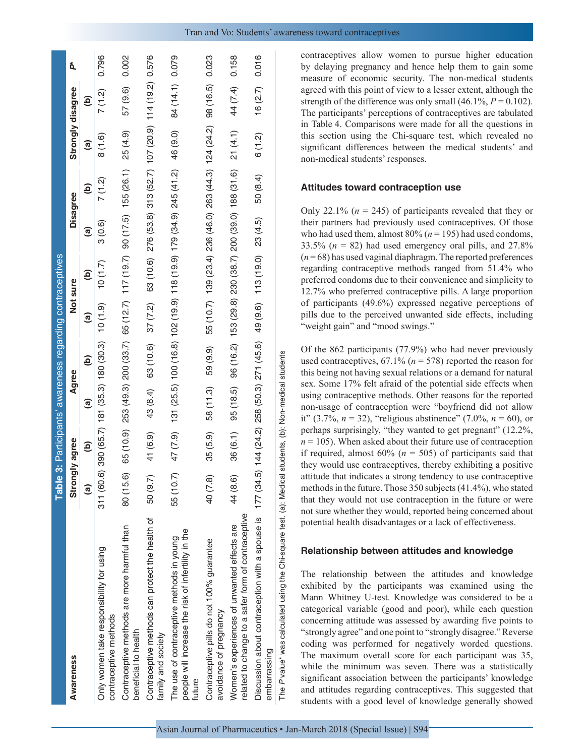**Table 3:** Participants' awareness regarding contraceptives

| Awareness | Strongly agree | | Agree | | Not sure | | Disagree | | Strongly disagree | | P* |
|---|---|---|---|---|---|---|---|---|---|---|---|
| | (a) | (b) | (a) | (b) | (a) | (b) | (a) | (b) | (a) | (b) | |
| Only women take responsibility for using contraceptive methods | 311 (60.6) | 390 (65.7) | 181 (35.3) | 180 (30.3) | 10 (1.9) | 10 (1.7) | 3 (0.6) | 7 (1.2) | 8 (1.6) | 7 (1.2) | 0.796 |
| Contraceptive methods are more harmful than beneficial to health | 80 (15.6) | 65 (10.9) | 253 (49.3) | 200 (33.7) | 65 (12.7) | 117 (19.7) | 90 (17.5) | 155 (26.1) | 25 (4.9) | 57 (9.6) | 0.002 |
| Contraceptive methods can protect the health of family and society | 50 (9.7) | 41 (6.9) | 43 (8.4) | 63 (10.6) | 37 (7.2) | 63 (10.6) | 276 (53.8) | 313 (52.7) | 107 (20.9) | 114 (19.2) | 0.576 |
| The use of contraceptive methods in young people will increase the risk of infertility in the future | 55 (10.7) | 47 (7.9) | 131 (25.5) | 100 (16.8) | 102 (19.9) | 118 (19.9) | 179 (34.9) | 245 (41.2) | 46 (9.0) | 84 (14.1) | 0.079 |
| Contraceptive pills do not 100% guarantee avoidance of pregnancy | 40 (7.8) | 35 (5.9) | 58 (11.3) | 59 (9.9) | 55 (10.7) | 139 (23.4) | 236 (46.0) | 263 (44.3) | 124 (24.2) | 98 (16.5) | 0.023 |
| Women's experiences of unwanted effects are related to change to a safer form of contraceptive | 44 (8.6) | 36 (6.1) | 95 (18.5) | 96 (16.2) | 153 (29.8) | 230 (38.7) | 200 (39.0) | 188 (31.6) | 21 (4.1) | 44 (7.4) | 0.158 |
| Discussion about contraception with a spouse is embarrassing | 177 (34.5) | 144 (24.2) | 258 (50.3) | 271 (45.6) | 49 (9.6) | 113 (19.0) | 23 (4.5) | 50 (8.4) | 6 (1.2) | 16 (2.7) | 0.016 |

The *P* value* was calculated using the Chi-square test. (a): Medical students, (b): Non-medical students

contraceptives allow women to pursue higher education by delaying pregnancy and hence help them to gain some measure of economic security. The non-medical students agreed with this point of view to a lesser extent, although the strength of the difference was only small (46.1%, $P = 0.102$). The participants' perceptions of contraceptives are tabulated in Table 4. Comparisons were made for all the questions in this section using the Chi-square test, which revealed no significant differences between the medical students' and non-medical students' responses.

### Attitudes toward contraception use

Only 22.1% ($n = 245$) of participants revealed that they or their partners had previously used contraceptives. Of those who had used them, almost 80% ($n = 195$) had used condoms, 33.5% ($n = 82$) had used emergency oral pills, and 27.8% ($n = 68$) has used vaginal diaphragm. The reported preferences regarding contraceptive methods ranged from 51.4% who preferred condoms due to their convenience and simplicity to 12.7% who preferred contraceptive pills. A large proportion of participants (49.6%) expressed negative perceptions of pills due to the perceived unwanted side effects, including "weight gain" and "mood swings."

Of the 862 participants (77.9%) who had never previously used contraceptives, 67.1% ($n = 578$) reported the reason for this being not having sexual relations or a demand for natural sex. Some 17% felt afraid of the potential side effects when using contraceptive methods. Other reasons for the reported non-usage of contraception were "boyfriend did not allow it" (3.7%, $n = 32$), "religious abstinence" (7.0%, $n = 60$), or perhaps surprisingly, "they wanted to get pregnant" (12.2%, $n = 105$). When asked about their future use of contraception if required, almost 60% ($n = 505$) of participants said that they would use contraceptives, thereby exhibiting a positive attitude that indicates a strong tendency to use contraceptive methods in the future. Those 350 subjects (41.4%), who stated that they would not use contraception in the future or were not sure whether they would, reported being concerned about potential health disadvantages or a lack of effectiveness.

### Relationship between attitudes and knowledge

The relationship between the attitudes and knowledge exhibited by the participants was examined using the Mann–Whitney U-test. Knowledge was considered to be a categorical variable (good and poor), while each question concerning attitude was assessed by awarding five points to "strongly agree" and one point to "strongly disagree." Reverse coding was performed for negatively worded questions. The maximum overall score for each participant was 35, while the minimum was seven. There was a statistically significant association between the participants' knowledge and attitudes regarding contraceptives. This suggested that students with a good level of knowledge generally showed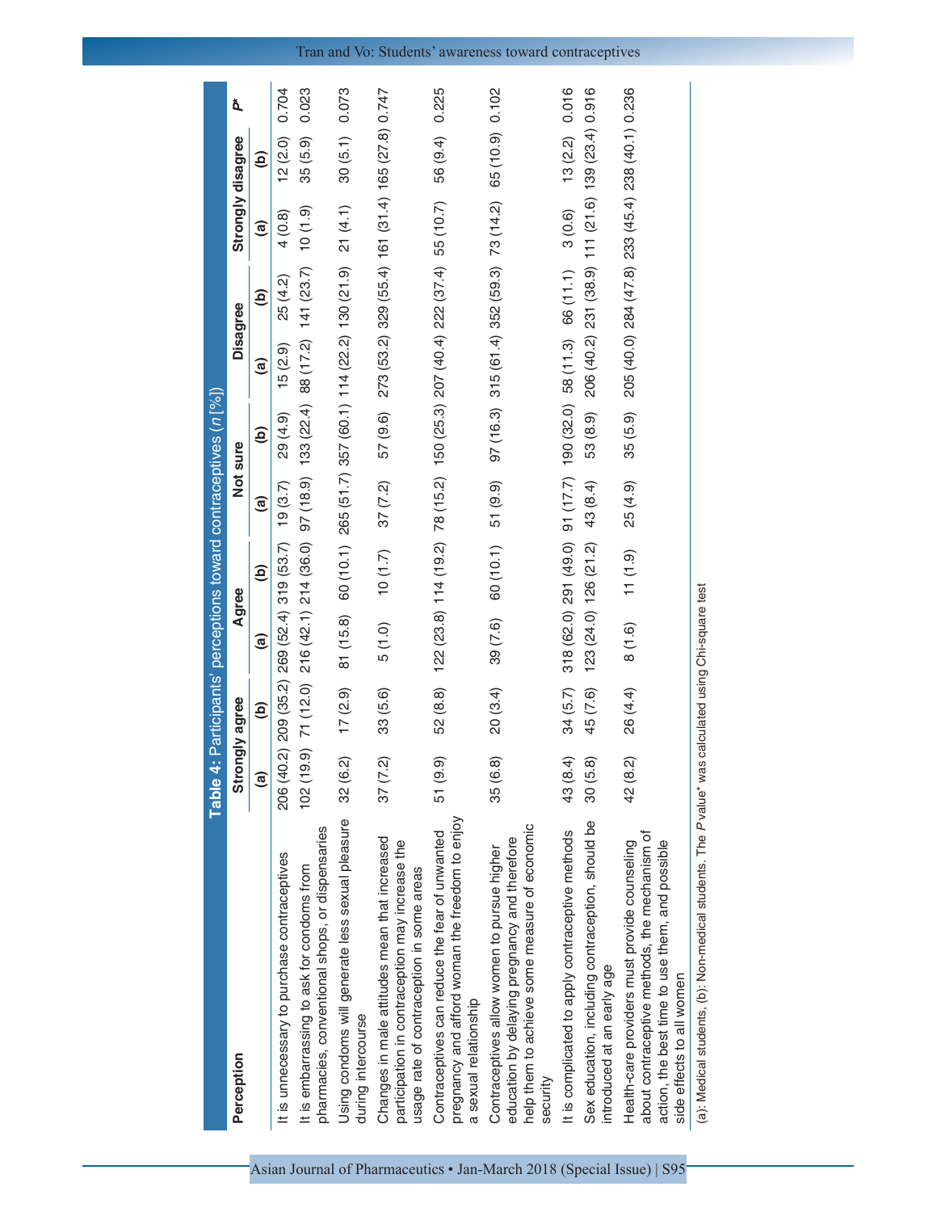**Table 4:** Participants' perceptions toward contraceptives (*n* [%])

| Perception | Strongly agree | | Agree | | Not sure | | Disagree | | Strongly disagree | | *P** |
|---|---|---|---|---|---|---|---|---|---|---|---|
| | (a) | (b) | (a) | (b) | (a) | (b) | (a) | (b) | (a) | (b) | |
| It is unnecessary to purchase contraceptives | 206 (40.2) | 209 (35.2) | 269 (52.4) | 319 (53.7) | 19 (3.7) | 29 (4.9) | 15 (2.9) | 25 (4.2) | 4 (0.8) | 12 (2.0) | 0.704 |
| It is embarrassing to ask for condoms from pharmacies, conventional shops, or dispensaries | 102 (19.9) | 71 (12.0) | 216 (42.1) | 214 (36.0) | 97 (18.9) | 133 (22.4) | 88 (17.2) | 141 (23.7) | 10 (1.9) | 35 (5.9) | 0.023 |
| Using condoms will generate less sexual pleasure during intercourse | 32 (6.2) | 17 (2.9) | 81 (15.8) | 60 (10.1) | 265 (51.7) | 357 (60.1) | 114 (22.2) | 130 (21.9) | 21 (4.1) | 30 (5.1) | 0.073 |
| Changes in male attitudes mean that increased participation in contraception may increase the usage rate of contraception in some areas | 37 (7.2) | 33 (5.6) | 5 (1.0) | 10 (1.7) | 37 (7.2) | 57 (9.6) | 273 (53.2) | 329 (55.4) | 161 (31.4) | 165 (27.8) | 0.747 |
| Contraceptives can reduce the fear of unwanted pregnancy and afford woman the freedom to enjoy a sexual relationship | 51 (9.9) | 52 (8.8) | 122 (23.8) | 114 (19.2) | 78 (15.2) | 150 (25.3) | 207 (40.4) | 222 (37.4) | 55 (10.7) | 56 (9.4) | 0.225 |
| Contraceptives allow women to pursue higher education by delaying pregnancy and therefore help them to achieve some measure of economic security | 35 (6.8) | 20 (3.4) | 39 (7.6) | 60 (10.1) | 51 (9.9) | 97 (16.3) | 315 (61.4) | 352 (59.3) | 73 (14.2) | 65 (10.9) | 0.102 |
| It is complicated to apply contraceptive methods | 43 (8.4) | 34 (5.7) | 318 (62.0) | 291 (49.0) | 91 (17.7) | 190 (32.0) | 58 (11.3) | 66 (11.1) | 3 (0.6) | 13 (2.2) | 0.016 |
| Sex education, including contraception, should be introduced at an early age | 30 (5.8) | 45 (7.6) | 123 (24.0) | 126 (21.2) | 43 (8.4) | 53 (8.9) | 206 (40.2) | 231 (38.9) | 111 (21.6) | 139 (23.4) | 0.916 |
| Health-care providers must provide counseling about contraceptive methods, the mechanism of action, the best time to use them, and possible side effects to all women | 42 (8.2) | 26 (4.4) | 8 (1.6) | 11 (1.9) | 25 (4.9) | 35 (5.9) | 205 (40.0) | 284 (47.8) | 233 (45.4) | 238 (40.1) | 0.236 |

(a): Medical students, (b): Non-medical students. The *P* value* was calculated using Chi-square test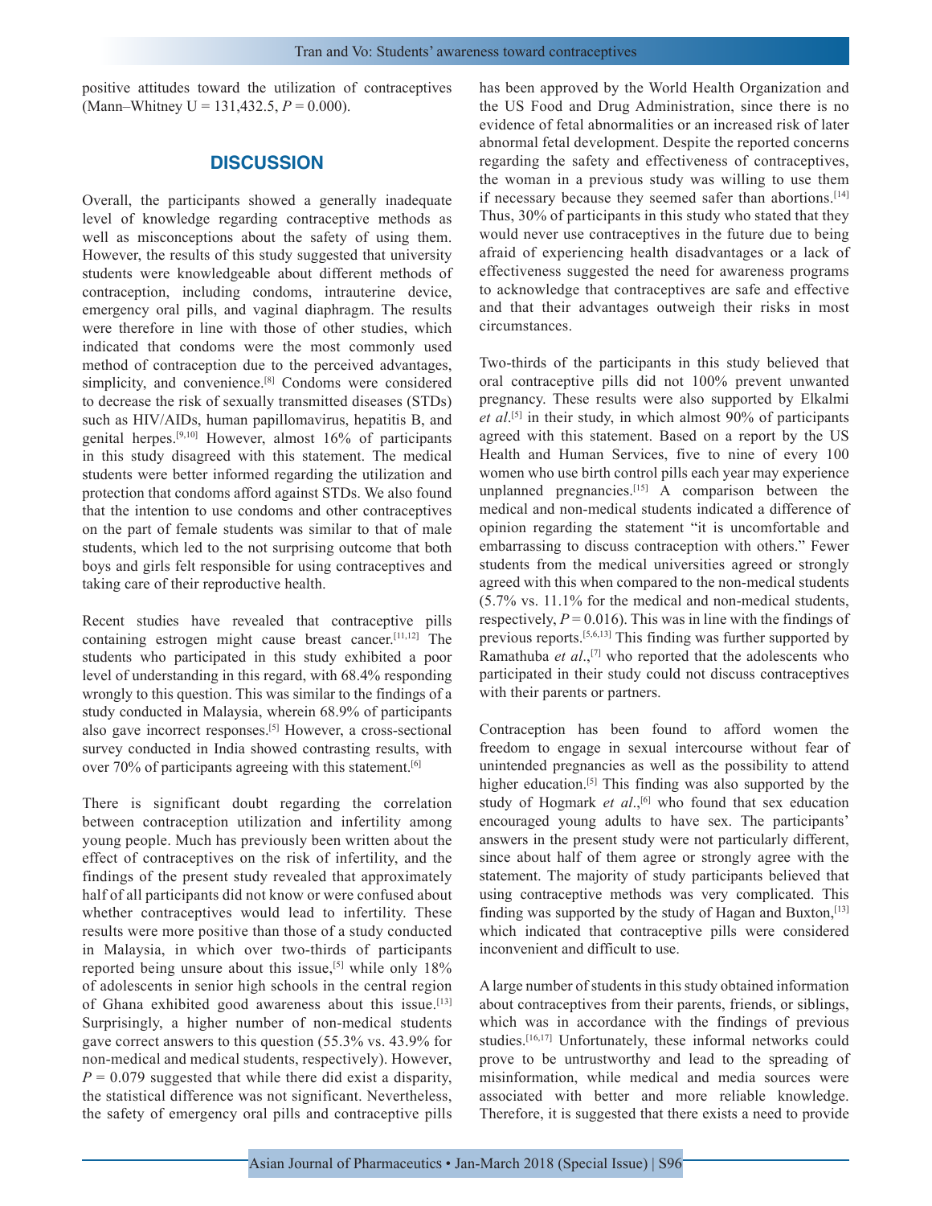positive attitudes toward the utilization of contraceptives (Mann–Whitney U = 131,432.5, $P = 0.000$).

## DISCUSSION

Overall, the participants showed a generally inadequate level of knowledge regarding contraceptive methods as well as misconceptions about the safety of using them. However, the results of this study suggested that university students were knowledgeable about different methods of contraception, including condoms, intrauterine device, emergency oral pills, and vaginal diaphragm. The results were therefore in line with those of other studies, which indicated that condoms were the most commonly used method of contraception due to the perceived advantages, simplicity, and convenience.[8] Condoms were considered to decrease the risk of sexually transmitted diseases (STDs) such as HIV/AIDs, human papillomavirus, hepatitis B, and genital herpes.[9,10] However, almost 16% of participants in this study disagreed with this statement. The medical students were better informed regarding the utilization and protection that condoms afford against STDs. We also found that the intention to use condoms and other contraceptives on the part of female students was similar to that of male students, which led to the not surprising outcome that both boys and girls felt responsible for using contraceptives and taking care of their reproductive health.

Recent studies have revealed that contraceptive pills containing estrogen might cause breast cancer.[11,12] The students who participated in this study exhibited a poor level of understanding in this regard, with 68.4% responding wrongly to this question. This was similar to the findings of a study conducted in Malaysia, wherein 68.9% of participants also gave incorrect responses.[5] However, a cross-sectional survey conducted in India showed contrasting results, with over 70% of participants agreeing with this statement.[6]

There is significant doubt regarding the correlation between contraception utilization and infertility among young people. Much has previously been written about the effect of contraceptives on the risk of infertility, and the findings of the present study revealed that approximately half of all participants did not know or were confused about whether contraceptives would lead to infertility. These results were more positive than those of a study conducted in Malaysia, in which over two-thirds of participants reported being unsure about this issue,[5] while only 18% of adolescents in senior high schools in the central region of Ghana exhibited good awareness about this issue.[13] Surprisingly, a higher number of non-medical students gave correct answers to this question (55.3% vs. 43.9% for non-medical and medical students, respectively). However, $P = 0.079$ suggested that while there did exist a disparity, the statistical difference was not significant. Nevertheless, the safety of emergency oral pills and contraceptive pills has been approved by the World Health Organization and the US Food and Drug Administration, since there is no evidence of fetal abnormalities or an increased risk of later abnormal fetal development. Despite the reported concerns regarding the safety and effectiveness of contraceptives, the woman in a previous study was willing to use them if necessary because they seemed safer than abortions.[14] Thus, 30% of participants in this study who stated that they would never use contraceptives in the future due to being afraid of experiencing health disadvantages or a lack of effectiveness suggested the need for awareness programs to acknowledge that contraceptives are safe and effective and that their advantages outweigh their risks in most circumstances.

Two-thirds of the participants in this study believed that oral contraceptive pills did not 100% prevent unwanted pregnancy. These results were also supported by Elkalmi *et al*.[5] in their study, in which almost 90% of participants agreed with this statement. Based on a report by the US Health and Human Services, five to nine of every 100 women who use birth control pills each year may experience unplanned pregnancies.[15] A comparison between the medical and non-medical students indicated a difference of opinion regarding the statement "it is uncomfortable and embarrassing to discuss contraception with others." Fewer students from the medical universities agreed or strongly agreed with this when compared to the non-medical students (5.7% vs. 11.1% for the medical and non-medical students, respectively, $P = 0.016$). This was in line with the findings of previous reports.[5,6,13] This finding was further supported by Ramathuba *et al*.,[7] who reported that the adolescents who participated in their study could not discuss contraceptives with their parents or partners.

Contraception has been found to afford women the freedom to engage in sexual intercourse without fear of unintended pregnancies as well as the possibility to attend higher education.[5] This finding was also supported by the study of Hogmark *et al*.,[6] who found that sex education encouraged young adults to have sex. The participants' answers in the present study were not particularly different, since about half of them agree or strongly agree with the statement. The majority of study participants believed that using contraceptive methods was very complicated. This finding was supported by the study of Hagan and Buxton,[13] which indicated that contraceptive pills were considered inconvenient and difficult to use.

A large number of students in this study obtained information about contraceptives from their parents, friends, or siblings, which was in accordance with the findings of previous studies.[16,17] Unfortunately, these informal networks could prove to be untrustworthy and lead to the spreading of misinformation, while medical and media sources were associated with better and more reliable knowledge. Therefore, it is suggested that there exists a need to provide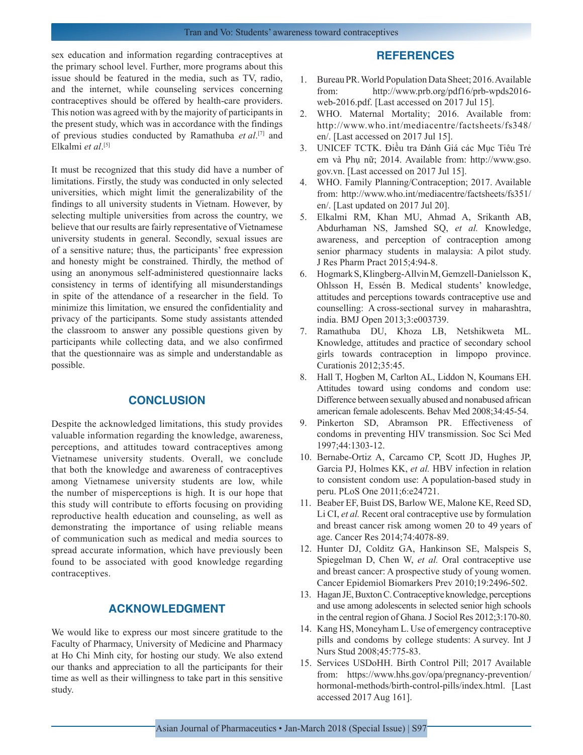sex education and information regarding contraceptives at the primary school level. Further, more programs about this issue should be featured in the media, such as TV, radio, and the internet, while counseling services concerning contraceptives should be offered by health-care providers. This notion was agreed with by the majority of participants in the present study, which was in accordance with the findings of previous studies conducted by Ramathuba *et al*.[7] and Elkalmi *et al*.[5]

It must be recognized that this study did have a number of limitations. Firstly, the study was conducted in only selected universities, which might limit the generalizability of the findings to all university students in Vietnam. However, by selecting multiple universities from across the country, we believe that our results are fairly representative of Vietnamese university students in general. Secondly, sexual issues are of a sensitive nature; thus, the participants' free expression and honesty might be constrained. Thirdly, the method of using an anonymous self-administered questionnaire lacks consistency in terms of identifying all misunderstandings in spite of the attendance of a researcher in the field. To minimize this limitation, we ensured the confidentiality and privacy of the participants. Some study assistants attended the classroom to answer any possible questions given by participants while collecting data, and we also confirmed that the questionnaire was as simple and understandable as possible.

## CONCLUSION

Despite the acknowledged limitations, this study provides valuable information regarding the knowledge, awareness, perceptions, and attitudes toward contraceptives among Vietnamese university students. Overall, we conclude that both the knowledge and awareness of contraceptives among Vietnamese university students are low, while the number of misperceptions is high. It is our hope that this study will contribute to efforts focusing on providing reproductive health education and counseling, as well as demonstrating the importance of using reliable means of communication such as medical and media sources to spread accurate information, which have previously been found to be associated with good knowledge regarding contraceptives.

## ACKNOWLEDGMENT

We would like to express our most sincere gratitude to the Faculty of Pharmacy, University of Medicine and Pharmacy at Ho Chi Minh city, for hosting our study. We also extend our thanks and appreciation to all the participants for their time as well as their willingness to take part in this sensitive study.

## REFERENCES

1. Bureau PR. World Population Data Sheet; 2016. Available from: http://www.prb.org/pdf16/prb-wpds2016-web-2016.pdf. [Last accessed on 2017 Jul 15].
2. WHO. Maternal Mortality; 2016. Available from: http://www.who.int/mediacentre/factsheets/fs348/en/. [Last accessed on 2017 Jul 15].
3. UNICEF TCTK. Điều tra Đánh Giá các Mục Tiêu Trẻ em và Phụ nữ; 2014. Available from: http://www.gso.gov.vn. [Last accessed on 2017 Jul 15].
4. WHO. Family Planning/Contraception; 2017. Available from: http://www.who.int/mediacentre/factsheets/fs351/en/. [Last updated on 2017 Jul 20].
5. Elkalmi RM, Khan MU, Ahmad A, Srikanth AB, Abdurhaman NS, Jamshed SQ, *et al.* Knowledge, awareness, and perception of contraception among senior pharmacy students in malaysia: A pilot study. J Res Pharm Pract 2015;4:94-8.
6. Hogmark S, Klingberg-Allvin M, Gemzell-Danielsson K, Ohlsson H, Essén B. Medical students' knowledge, attitudes and perceptions towards contraceptive use and counselling: A cross-sectional survey in maharashtra, india. BMJ Open 2013;3:e003739.
7. Ramathuba DU, Khoza LB, Netshikweta ML. Knowledge, attitudes and practice of secondary school girls towards contraception in limpopo province. Curationis 2012;35:45.
8. Hall T, Hogben M, Carlton AL, Liddon N, Koumans EH. Attitudes toward using condoms and condom use: Difference between sexually abused and nonabused african american female adolescents. Behav Med 2008;34:45-54.
9. Pinkerton SD, Abramson PR. Effectiveness of condoms in preventing HIV transmission. Soc Sci Med 1997;44:1303-12.
10. Bernabe-Ortiz A, Carcamo CP, Scott JD, Hughes JP, Garcia PJ, Holmes KK, *et al.* HBV infection in relation to consistent condom use: A population-based study in peru. PLoS One 2011;6:e24721.
11. Beaber EF, Buist DS, Barlow WE, Malone KE, Reed SD, Li CI, *et al.* Recent oral contraceptive use by formulation and breast cancer risk among women 20 to 49 years of age. Cancer Res 2014;74:4078-89.
12. Hunter DJ, Colditz GA, Hankinson SE, Malspeis S, Spiegelman D, Chen W, *et al.* Oral contraceptive use and breast cancer: A prospective study of young women. Cancer Epidemiol Biomarkers Prev 2010;19:2496-502.
13. Hagan JE, Buxton C. Contraceptive knowledge, perceptions and use among adolescents in selected senior high schools in the central region of Ghana. J Sociol Res 2012;3:170-80.
14. Kang HS, Moneyham L. Use of emergency contraceptive pills and condoms by college students: A survey. Int J Nurs Stud 2008;45:775-83.
15. Services USDoHH. Birth Control Pill; 2017 Available from: https://www.hhs.gov/opa/pregnancy-prevention/hormonal-methods/birth-control-pills/index.html. [Last accessed 2017 Aug 161].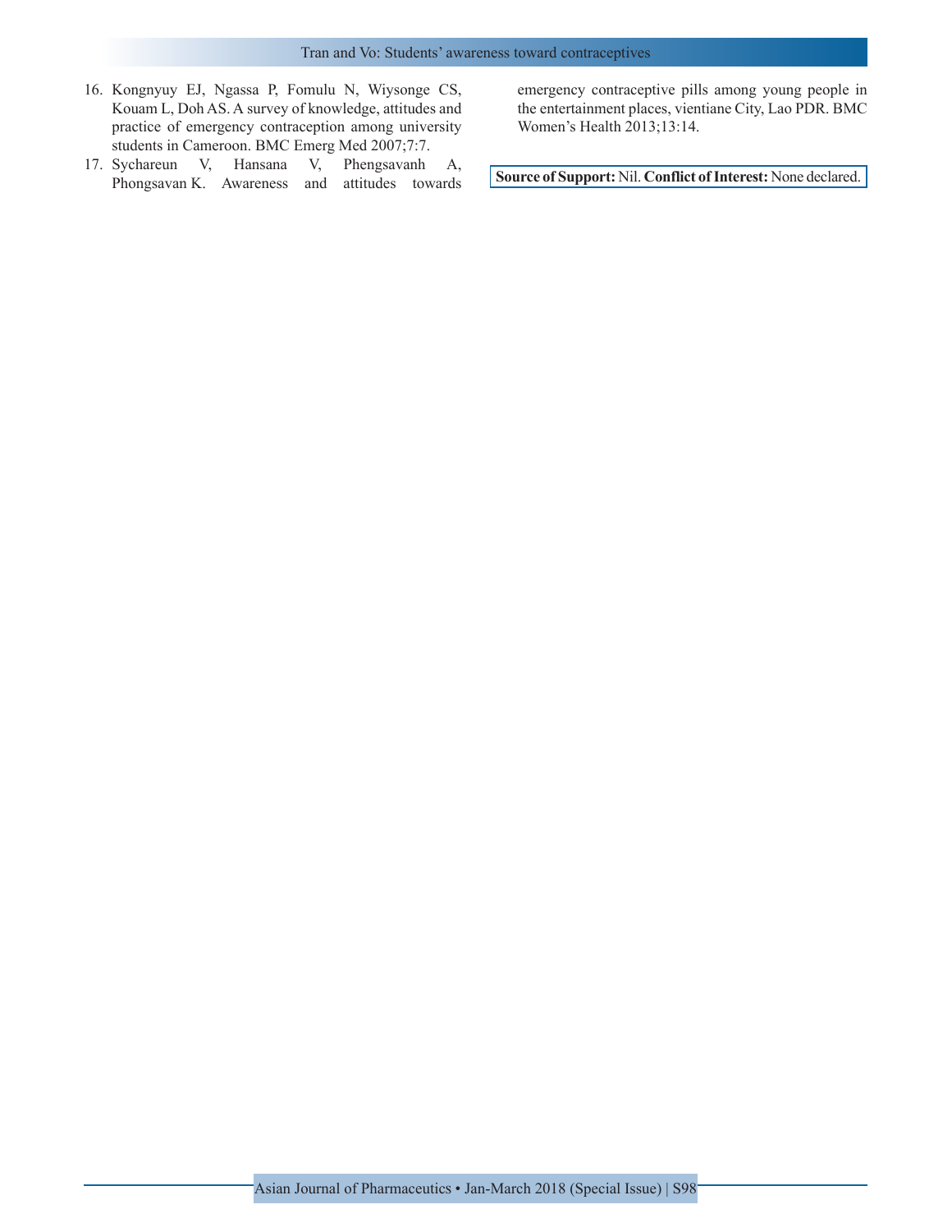16. Kongnyuy EJ, Ngassa P, Fomulu N, Wiysonge CS, Kouam L, Doh AS. A survey of knowledge, attitudes and practice of emergency contraception among university students in Cameroon. BMC Emerg Med 2007;7:7.
17. Sychareun V, Hansana V, Phengsavanh A, Phongsavan K. Awareness and attitudes towards emergency contraceptive pills among young people in the entertainment places, vientiane City, Lao PDR. BMC Women's Health 2013;13:14.

**Source of Support:** Nil. **Conflict of Interest:** None declared.